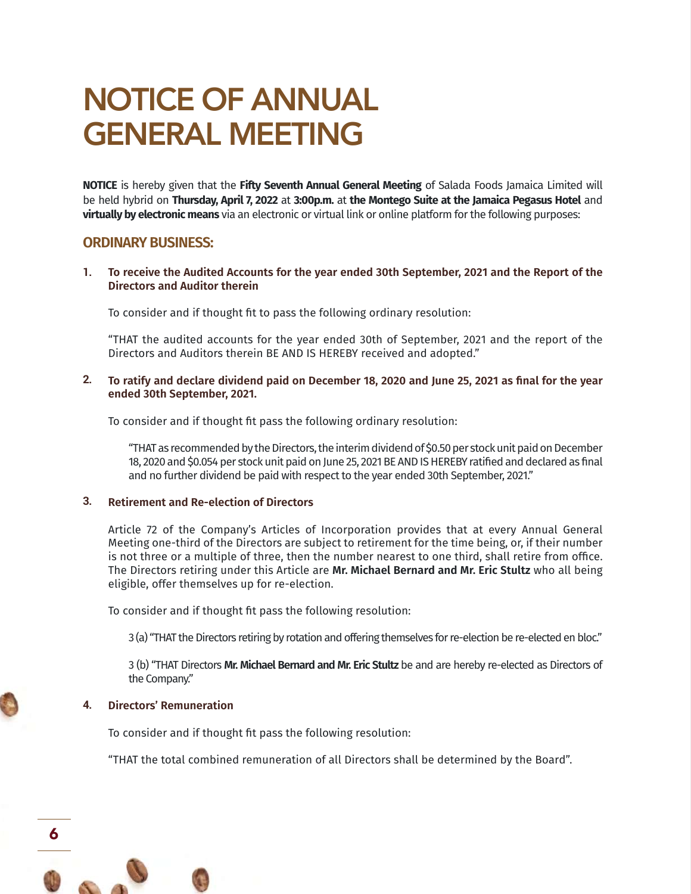# NOTICE OF ANNUAL GENERAL MEETING

**NOTICE** is hereby given that the **Fifty Seventh Annual General Meeting** of Salada Foods Jamaica Limited will be held hybrid on **Thursday, April 7, 2022** at **3:00p.m.** at **the Montego Suite at the Jamaica Pegasus Hotel** and **virtually by electronic means** via an electronic or virtual link or online platform for the following purposes:

## ORDINARY BUSINESS:

**1. To receive the Audited Accounts for the year ended 30th September, 2021 and the Report of the Directors and Auditor therein**

To consider and if thought fit to pass the following ordinary resolution:

"THAT the audited accounts for the year ended 30th of September, 2021 and the report of the Directors and Auditors therein BE AND IS HEREBY received and adopted."

**2. To ratify and declare dividend paid on December 18, 2020 and June 25, 2021 as final for the year ended 30th September, 2021.**

To consider and if thought fit pass the following ordinary resolution:

"THAT as recommended by the Directors, the interim dividend of $0.50 per stock unit paid on December 18, 2020 and $0.054 per stock unit paid on June 25, 2021 BE AND IS HEREBY ratified and declared as final and no further dividend be paid with respect to the year ended 30th September, 2021."

**3. Retirement and Re-election of Directors**

Article 72 of the Company's Articles of Incorporation provides that at every Annual General Meeting one-third of the Directors are subject to retirement for the time being, or, if their number is not three or a multiple of three, then the number nearest to one third, shall retire from office. The Directors retiring under this Article are **Mr. Michael Bernard and Mr. Eric Stultz** who all being eligible, offer themselves up for re-election.

To consider and if thought fit pass the following resolution:

3 (a) "THAT the Directors retiring by rotation and offering themselves for re-election be re-elected en bloc."

3 (b) "THAT Directors **Mr. Michael Bernard and Mr. Eric Stultz** be and are hereby re-elected as Directors of the Company."

**4. Directors' Remuneration**

To consider and if thought fit pass the following resolution:

"THAT the total combined remuneration of all Directors shall be determined by the Board".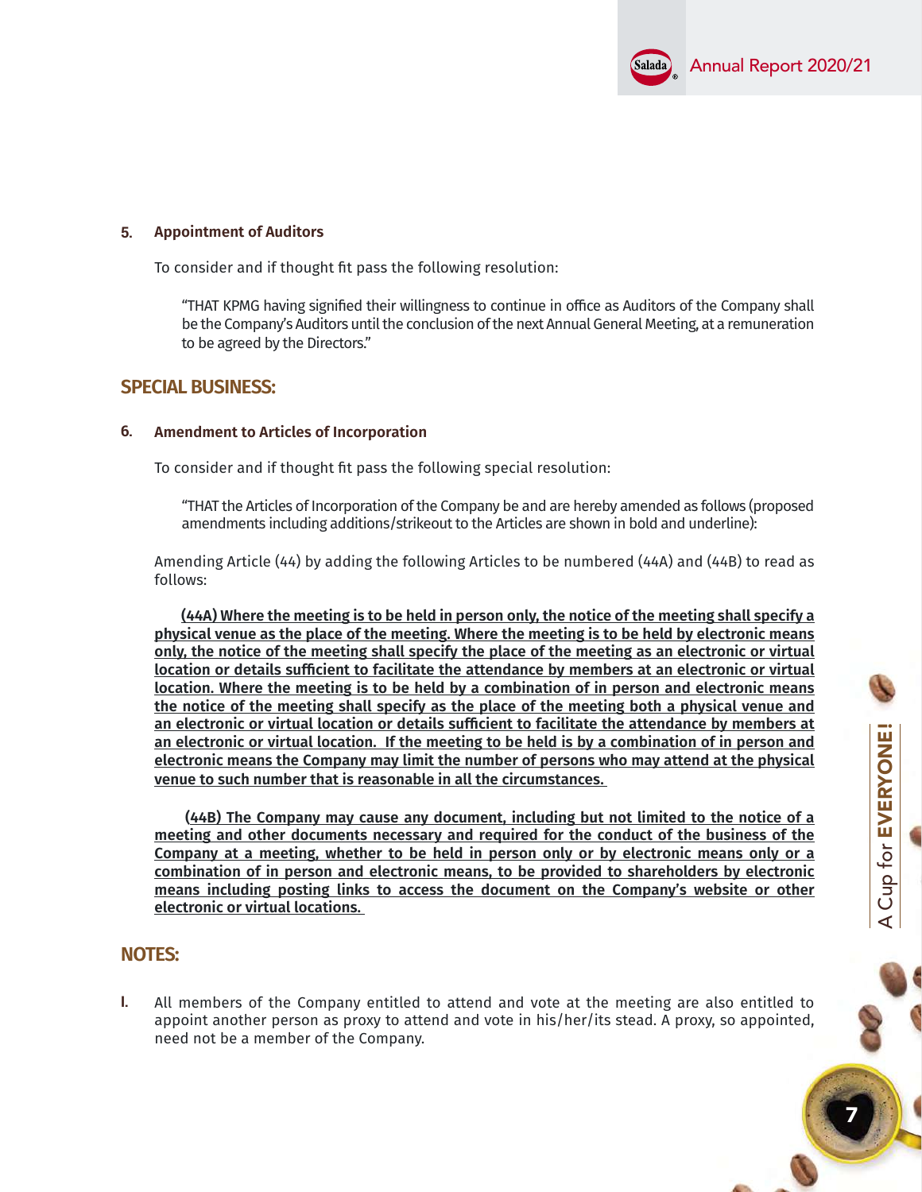**5. Appointment of Auditors**

To consider and if thought fit pass the following resolution:

"THAT KPMG having signified their willingness to continue in office as Auditors of the Company shall be the Company's Auditors until the conclusion of the next Annual General Meeting, at a remuneration to be agreed by the Directors."

## SPECIAL BUSINESS:

**6. Amendment to Articles of Incorporation**

To consider and if thought fit pass the following special resolution:

"THAT the Articles of Incorporation of the Company be and are hereby amended as follows (proposed amendments including additions/strikeout to the Articles are shown in bold and underline):

Amending Article (44) by adding the following Articles to be numbered (44A) and (44B) to read as follows:

**<u>(44A) Where the meeting is to be held in person only, the notice of the meeting shall specify a physical venue as the place of the meeting. Where the meeting is to be held by electronic means only, the notice of the meeting shall specify the place of the meeting as an electronic or virtual location or details sufficient to facilitate the attendance by members at an electronic or virtual location. Where the meeting is to be held by a combination of in person and electronic means the notice of the meeting shall specify as the place of the meeting both a physical venue and an electronic or virtual location or details sufficient to facilitate the attendance by members at an electronic or virtual location. If the meeting to be held is by a combination of in person and electronic means the Company may limit the number of persons who may attend at the physical venue to such number that is reasonable in all the circumstances.</u>**

**<u>(44B) The Company may cause any document, including but not limited to the notice of a meeting and other documents necessary and required for the conduct of the business of the Company at a meeting, whether to be held in person only or by electronic means only or a combination of in person and electronic means, to be provided to shareholders by electronic means including posting links to access the document on the Company's website or other electronic or virtual locations.</u>**

## NOTES:

I. All members of the Company entitled to attend and vote at the meeting are also entitled to appoint another person as proxy to attend and vote in his/her/its stead. A proxy, so appointed, need not be a member of the Company.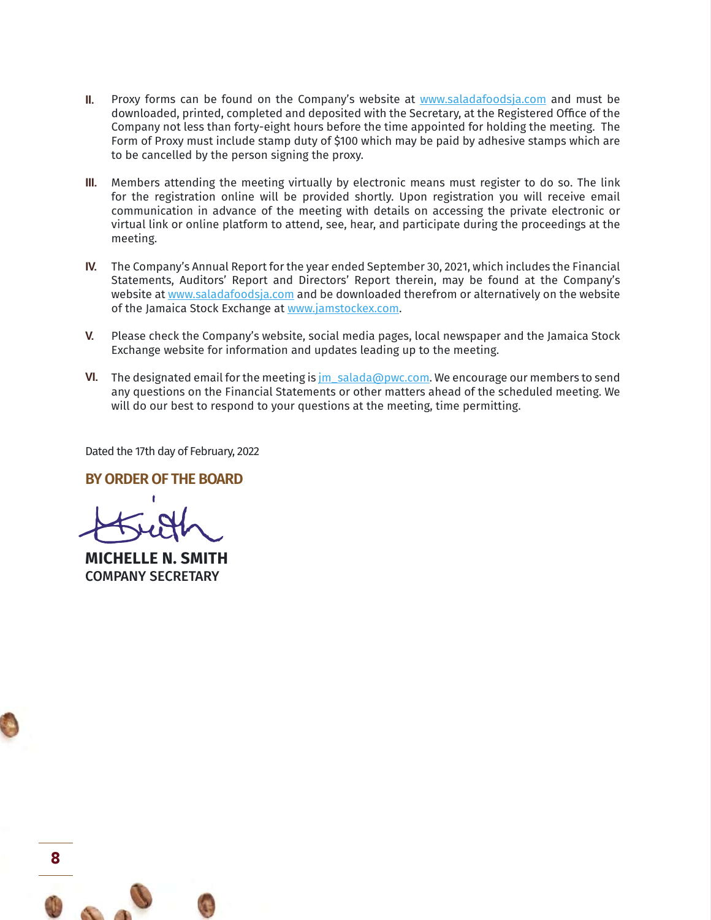II. Proxy forms can be found on the Company's website at www.saladafoodsja.com and must be downloaded, printed, completed and deposited with the Secretary, at the Registered Office of the Company not less than forty-eight hours before the time appointed for holding the meeting. The Form of Proxy must include stamp duty of $100 which may be paid by adhesive stamps which are to be cancelled by the person signing the proxy.

III. Members attending the meeting virtually by electronic means must register to do so. The link for the registration online will be provided shortly. Upon registration you will receive email communication in advance of the meeting with details on accessing the private electronic or virtual link or online platform to attend, see, hear, and participate during the proceedings at the meeting.

IV. The Company's Annual Report for the year ended September 30, 2021, which includes the Financial Statements, Auditors' Report and Directors' Report therein, may be found at the Company's website at www.saladafoodsja.com and be downloaded therefrom or alternatively on the website of the Jamaica Stock Exchange at www.jamstockex.com.

V. Please check the Company's website, social media pages, local newspaper and the Jamaica Stock Exchange website for information and updates leading up to the meeting.

VI. The designated email for the meeting is jm_salada@pwc.com. We encourage our members to send any questions on the Financial Statements or other matters ahead of the scheduled meeting. We will do our best to respond to your questions at the meeting, time permitting.

Dated the 17th day of February, 2022

**BY ORDER OF THE BOARD**

**MICHELLE N. SMITH**
**COMPANY SECRETARY**